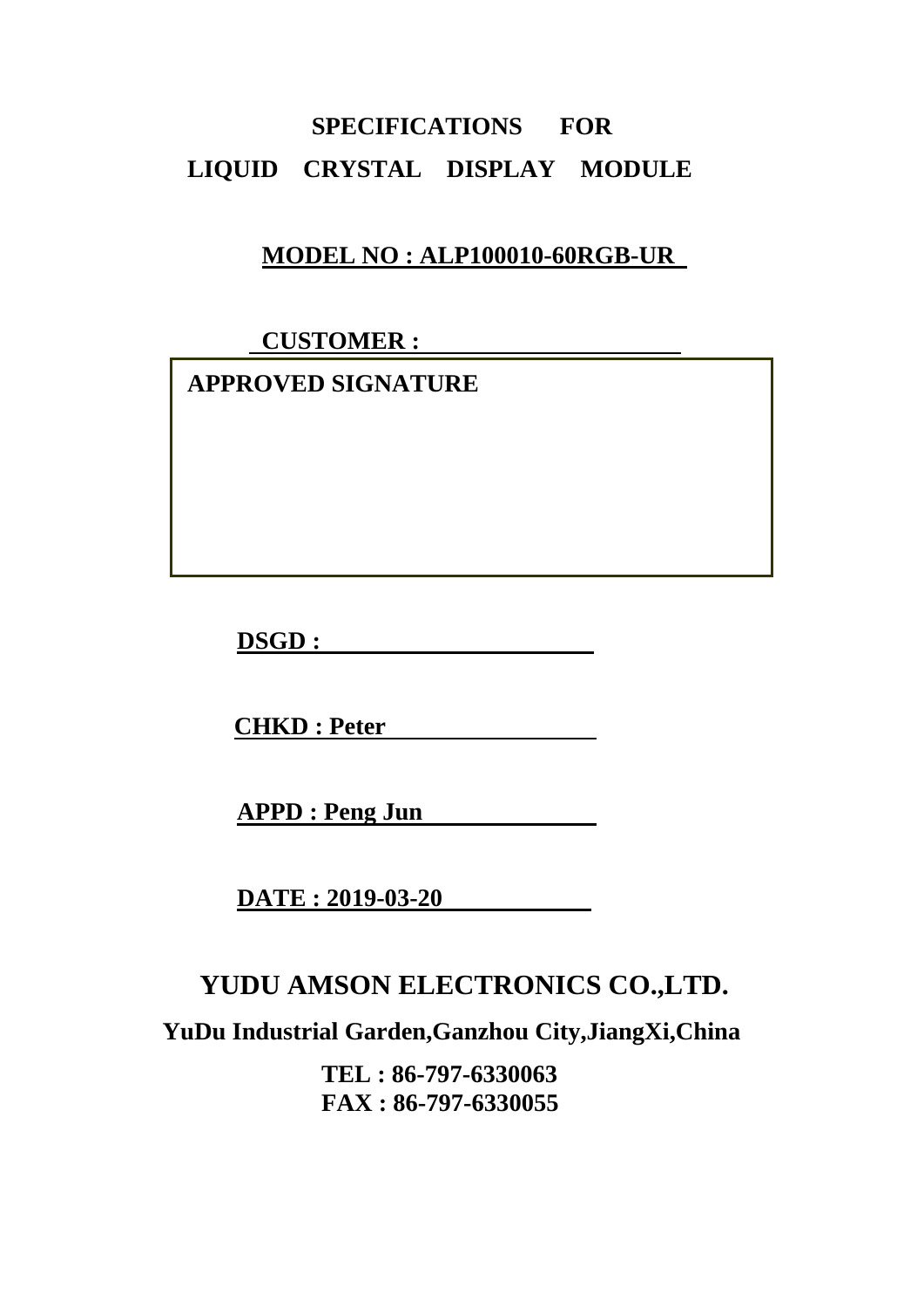# SPECIFICATIONS FOR LIQUID CRYSTAL DISPLAY MODULE

**MODEL NO : ALP100010-60RGB-UR**

**CUSTOMER :**

| APPROVED SIGNATURE |
| --- |
| |

**DSGD :**

**CHKD : Peter**

**APPD : Peng Jun**

**DATE : 2019-03-20**

## YUDU AMSON ELECTRONICS CO.,LTD.

**YuDu Industrial Garden,Ganzhou City,JiangXi,China**

**TEL : 86-797-6330063**
**FAX : 86-797-6330055**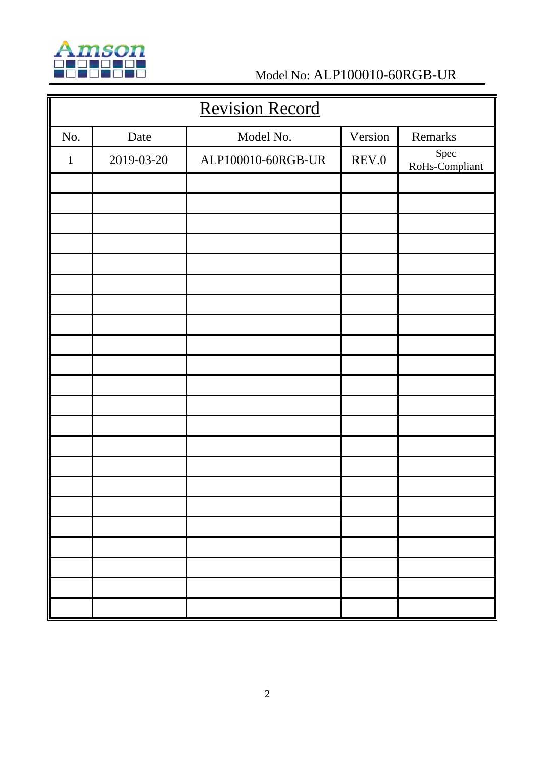Model No: ALP100010-60RGB-UR

# Revision Record

| No. | Date | Model No. | Version | Remarks |
|---|---|---|---|---|
| 1 | 2019-03-20 | ALP100010-60RGB-UR | REV.0 | Spec RoHs-Compliant |
| | | | | |
| | | | | |
| | | | | |
| | | | | |
| | | | | |
| | | | | |
| | | | | |
| | | | | |
| | | | | |
| | | | | |
| | | | | |
| | | | | |
| | | | | |
| | | | | |
| | | | | |
| | | | | |
| | | | | |
| | | | | |
| | | | | |
| | | | | |
| | | | | |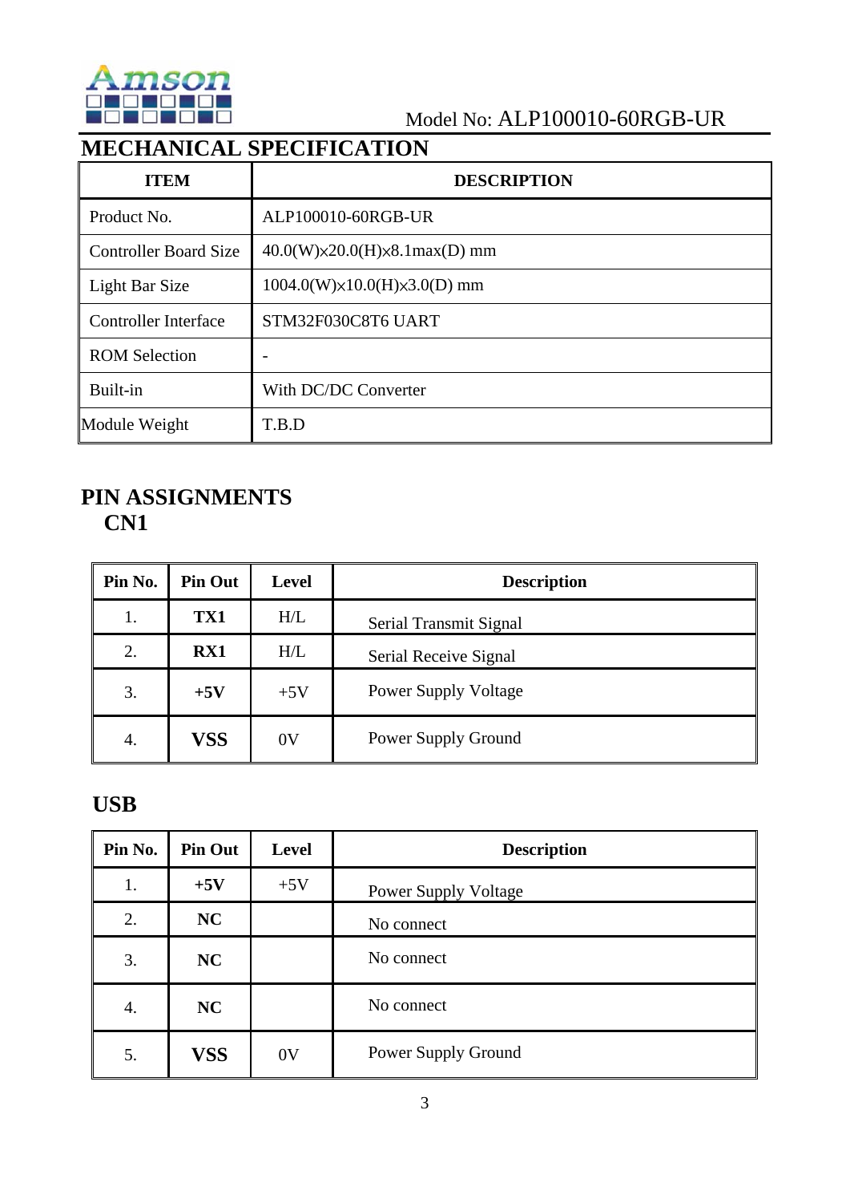Model No: ALP100010-60RGB-UR

# MECHANICAL SPECIFICATION

| ITEM | DESCRIPTION |
|---|---|
| Product No. | ALP100010-60RGB-UR |
| Controller Board Size | 40.0(W)x20.0(H)x8.1max(D) mm |
| Light Bar Size | 1004.0(W)x10.0(H)x3.0(D) mm |
| Controller Interface | STM32F030C8T6 UART |
| ROM Selection | - |
| Built-in | With DC/DC Converter |
| Module Weight | T.B.D |

# PIN ASSIGNMENTS

## CN1

| Pin No. | Pin Out | Level | Description |
|---|---|---|---|
| 1. | **TX1** | H/L | Serial Transmit Signal |
| 2. | **RX1** | H/L | Serial Receive Signal |
| 3. | **+5V** | +5V | Power Supply Voltage |
| 4. | **VSS** | 0V | Power Supply Ground |

## USB

| Pin No. | Pin Out | Level | Description |
|---|---|---|---|
| 1. | **+5V** | +5V | Power Supply Voltage |
| 2. | **NC** | | No connect |
| 3. | **NC** | | No connect |
| 4. | **NC** | | No connect |
| 5. | **VSS** | 0V | Power Supply Ground |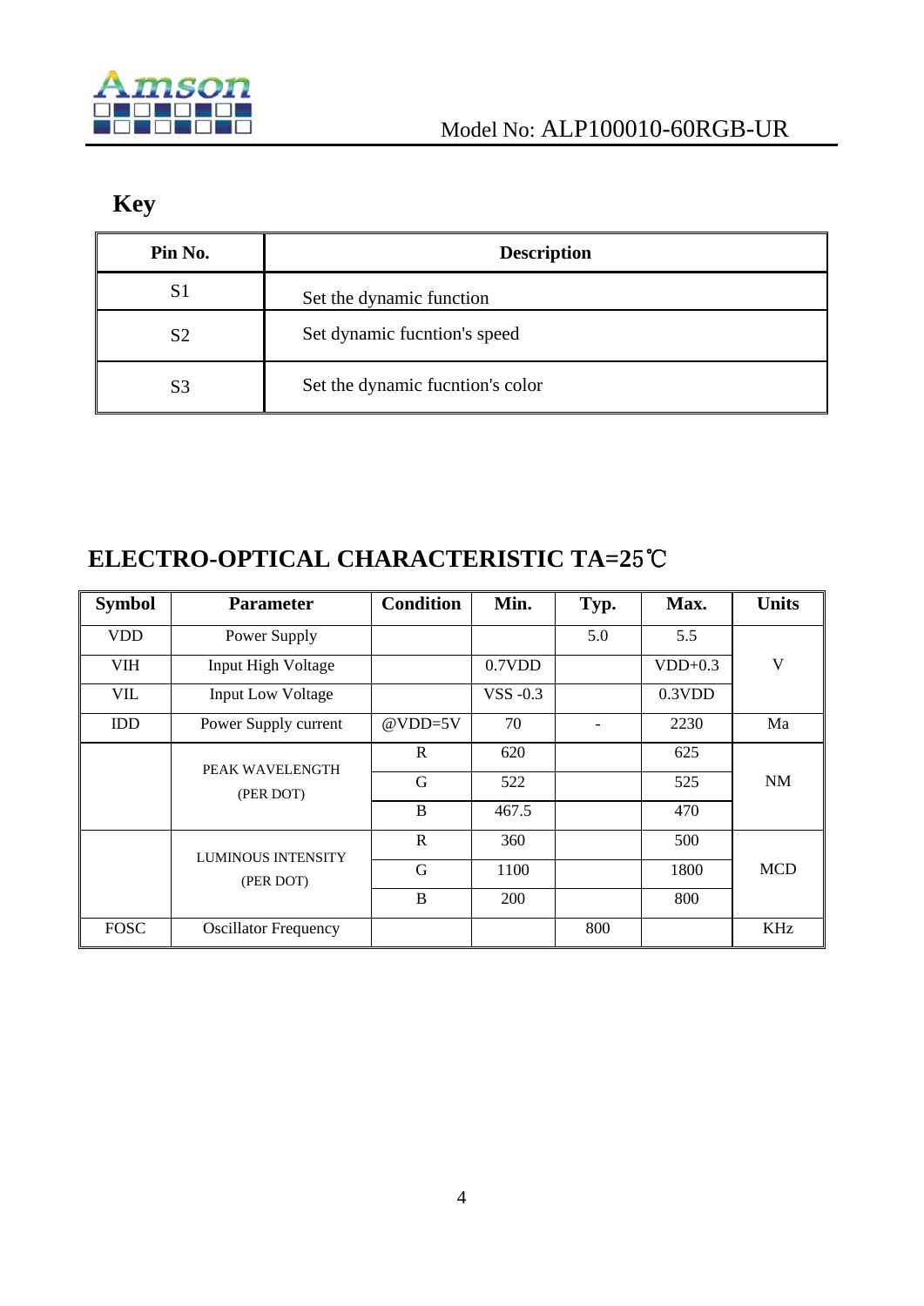## Key

| Pin No. | Description |
| --- | --- |
| S1 | Set the dynamic function |
| S2 | Set dynamic fucntion's speed |
| S3 | Set the dynamic fucntion's color |

## ELECTRO-OPTICAL CHARACTERISTIC TA=25℃

| Symbol | Parameter | Condition | Min. | Typ. | Max. | Units |
| --- | --- | --- | --- | --- | --- | --- |
| VDD | Power Supply | | | 5.0 | 5.5 | V |
| VIH | Input High Voltage | | 0.7VDD | | VDD+0.3 | |
| VIL | Input Low Voltage | | VSS -0.3 | | 0.3VDD | |
| IDD | Power Supply current | @VDD=5V | 70 | - | 2230 | Ma |
| | PEAK WAVELENGTH (PER DOT) | R | 620 | | 625 | NM |
| | | G | 522 | | 525 | |
| | | B | 467.5 | | 470 | |
| | LUMINOUS INTENSITY (PER DOT) | R | 360 | | 500 | MCD |
| | | G | 1100 | | 1800 | |
| | | B | 200 | | 800 | |
| FOSC | Oscillator Frequency | | | 800 | | KHz |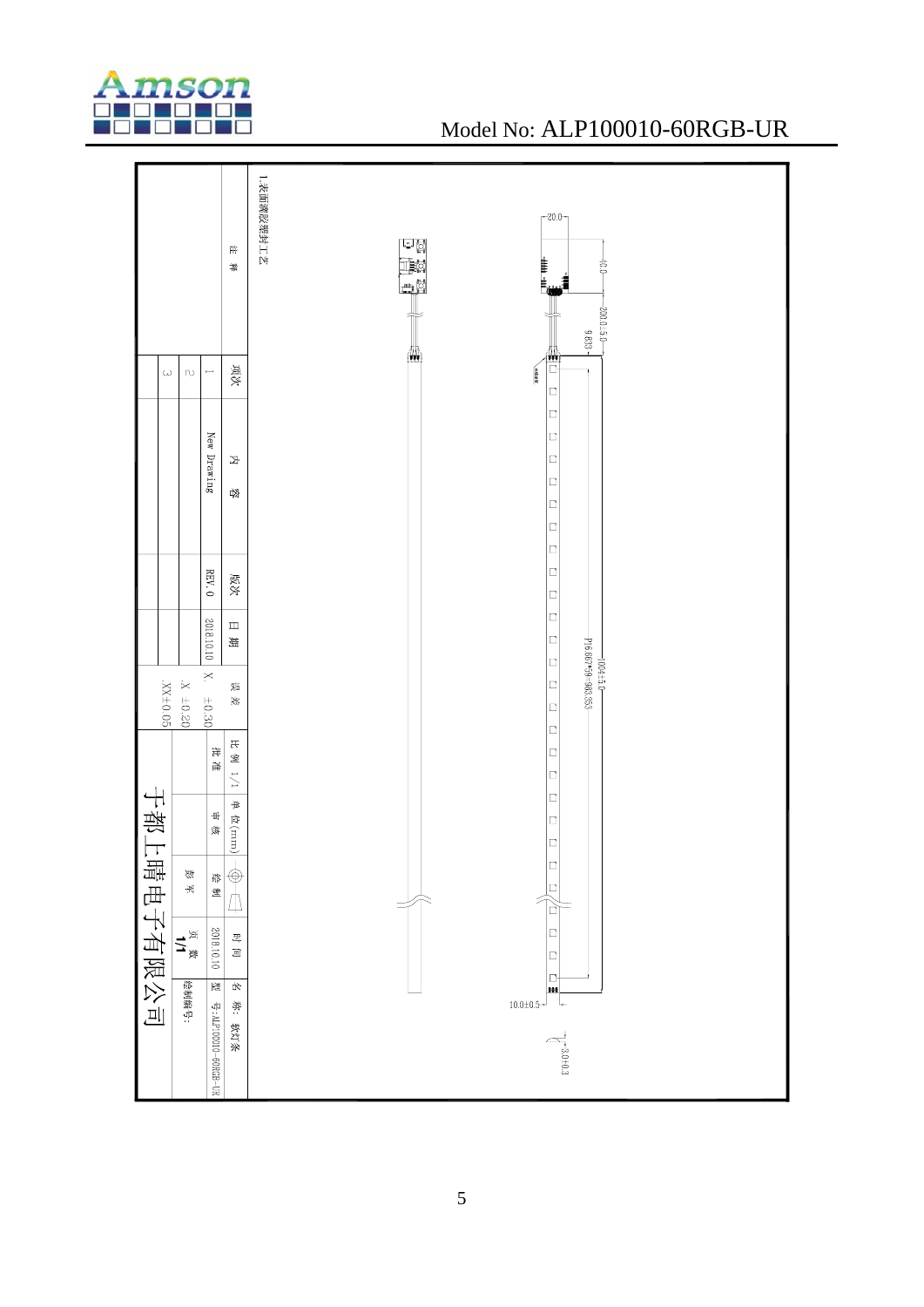Model No: ALP100010-60RGB-UR

1.表面滴胶灌封工艺

20.0

10.0

200.0±5.0

9.633

P16.667*59=983.353

1004±5.0

10.0±0.5

3.0±0.3

| 项次 | 内容 | 版次 | 日期 |
|---|---|---|---|
| 1 | New Drawing | REV.0 | 2018.10.10 |
| 2 | | | |
| 3 | | | |

注释

误差 X. ±0.30 .X ±0.20 .XX±0.05

| 比例 1/1 | 单位(mm) | | 时间 | 名称：软灯条 |
|---|---|---|---|---|
| 批准 | 审核 | 绘制 | 2018.10.10 | 型号:ALP100010-60RGB-UR |
| | | 黎军 | 页数 1/1 | 绘制编号: |

于都上晴电子有限公司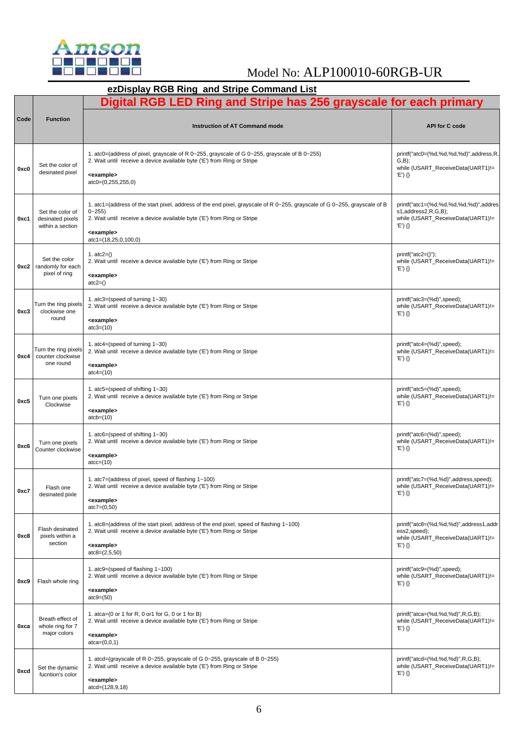Model No: ALP100010-60RGB-UR

## ezDisplay RGB Ring and Stripe Command List

| Code | Function | Digital RGB LED Ring and Stripe has 256 grayscale for each primary | |
|---|---|---|---|
| | | **Instruction of AT Command mode** | **API for C code** |
| **0xc0** | Set the color of desinated pixel | 1. atc0=(address of pixel, grayscale of R 0~255, grayscale of G 0~255, grayscale of B 0~255)<br>2. Wait until receive a device available byte ('E') from Ring or Stripe<br>**<example>**<br>atc0=(0,255,255,0) | printf("atc0=(%d,%d,%d,%d)",address,R,G,B);<br>while (USART_ReceiveData(UART1)!= 'E') {} |
| **0xc1** | Set the color of desinated pixels within a section | 1. atc1=(address of the start pixel, address of the end pixel, grayscale of R 0~255, grayscale of G 0~255, grayscale of B 0~255)<br>2. Wait until receive a device available byte ('E') from Ring or Stripe<br>**<example>**<br>atc1=(18,25,0,100,0) | printf("atc1=(%d,%d,%d,%d,%d)",address1,address2,R,G,B);<br>while (USART_ReceiveData(UART1)!= 'E') {} |
| **0xc2** | Set the color randomly for each pixel of ring | 1. atc2=()<br>2. Wait until receive a device available byte ('E') from Ring or Stripe<br>**<example>**<br>atc2=() | printf("atc2=()");<br>while (USART_ReceiveData(UART1)!= 'E') {} |
| **0xc3** | Turn the ring pixels clockwise one round | 1. atc3=(speed of turning 1~30)<br>2. Wait until receive a device available byte ('E') from Ring or Stripe<br>**<example>**<br>atc3=(10) | printf("atc3=(%d)",speed);<br>while (USART_ReceiveData(UART1)!= 'E') {} |
| **0xc4** | Turn the ring pixels counter clockwise one round | 1. atc4=(speed of turning 1~30)<br>2. Wait until receive a device available byte ('E') from Ring or Stripe<br>**<example>**<br>atc4=(10) | printf("atc4=(%d)",speed);<br>while (USART_ReceiveData(UART1)!= 'E') {} |
| **0xc5** | Turn one pixels Clockwise | 1. atc5=(speed of shifting 1~30)<br>2. Wait until receive a device available byte ('E') from Ring or Stripe<br>**<example>**<br>atcb=(10) | printf("atc5=(%d)",speed);<br>while (USART_ReceiveData(UART1)!= 'E') {} |
| **0xc6** | Turn one pixels Counter clockwise | 1. atc6=(speed of shifting 1~30)<br>2. Wait until receive a device available byte ('E') from Ring or Stripe<br>**<example>**<br>atcc=(10) | printf("atc6=(%d)",speed);<br>while (USART_ReceiveData(UART1)!= 'E') {} |
| **0xc7** | Flash one desinated pixle | 1. atc7=(address of pixel, speed of flashing 1~100)<br>2. Wait until receive a device available byte ('E') from Ring or Stripe<br>**<example>**<br>atc7=(0,50) | printf("atc7=(%d,%d)",address,speed);<br>while (USART_ReceiveData(UART1)!= 'E') {} |
| **0xc8** | Flash desinated pixels within a section | 1. atc8=(address of the start pixel, address of the end pixel, speed of flashing 1~100)<br>2. Wait until receive a device available byte ('E') from Ring or Stripe<br>**<example>**<br>atc8=(2,5,50) | printf("atc8=(%d,%d,%d)",address1,address2,speed);<br>while (USART_ReceiveData(UART1)!= 'E') {} |
| **0xc9** | Flash whole ring | 1. atc9=(speed of flashing 1~100)<br>2. Wait until receive a device available byte ('E') from Ring or Stripe<br>**<example>**<br>atc9=(50) | printf("atc9=(%d)",speed);<br>while (USART_ReceiveData(UART1)!= 'E') {} |
| **0xca** | Breath effect of whole ring for 7 major colors | 1. atca=(0 or 1 for R, 0 or1 for G, 0 or 1 for B)<br>2. Wait until receive a device available byte ('E') from Ring or Stripe<br>**<example>**<br>atca=(0,0,1) | printf("atca=(%d,%d,%d)",R,G,B);<br>while (USART_ReceiveData(UART1)!= 'E') {} |
| **0xcd** | Set the dynamic fucntion's color | 1. atcd=(grayscale of R 0~255, grayscale of G 0~255, grayscale of B 0~255)<br>2. Wait until receive a device available byte ('E') from Ring or Stripe<br>**<example>**<br>atcd=(128,9,18) | printf("atcd=(%d,%d,%d)",R,G,B);<br>while (USART_ReceiveData(UART1)!= 'E') {} |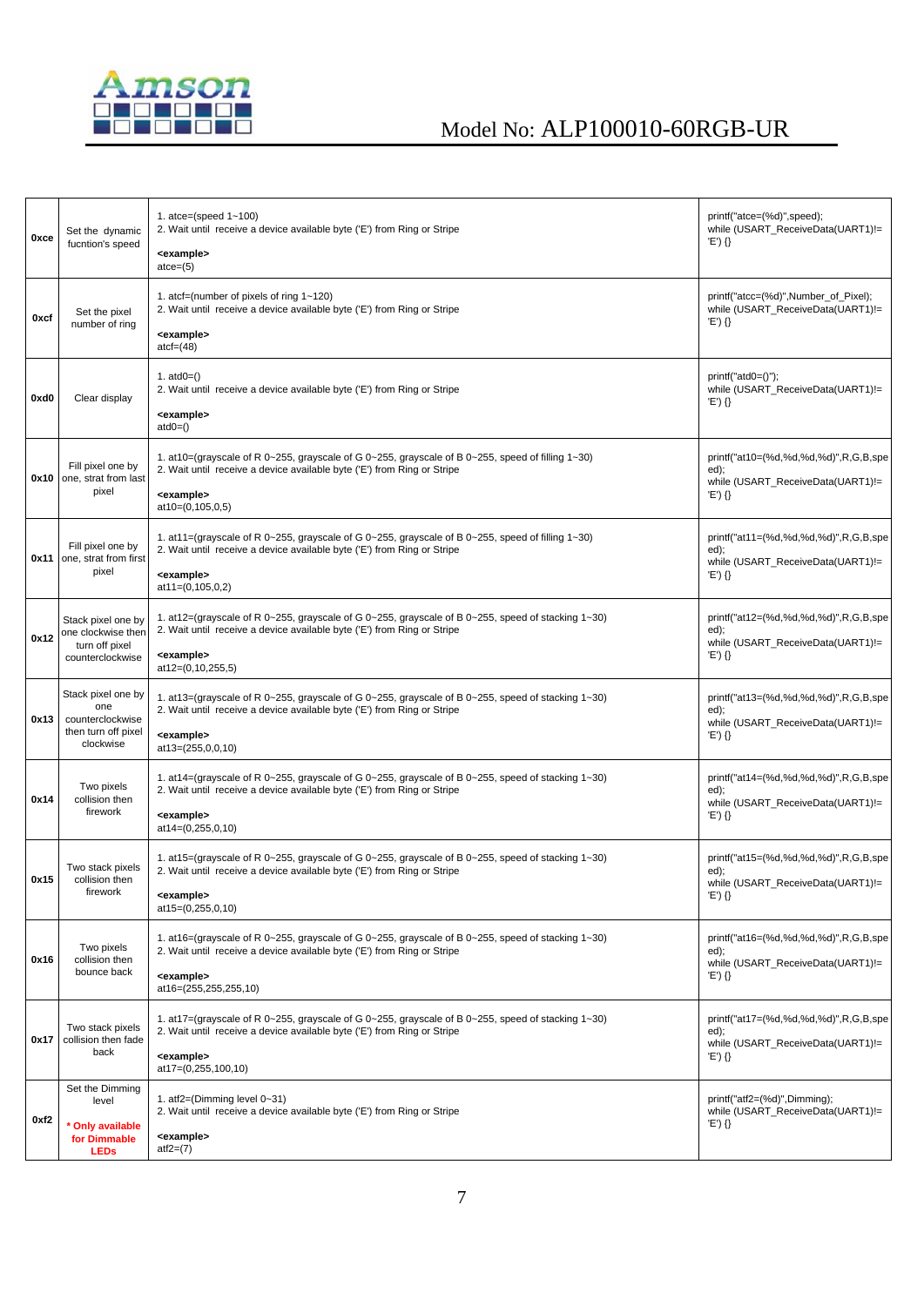| | | | |
|---|---|---|---|
| **0xce** | Set the dynamic fucntion's speed | 1. atce=(speed 1~100)<br>2. Wait until receive a device available byte ('E') from Ring or Stripe<br>**<example>**<br>atce=(5) | printf("atce=(%d)",speed);<br>while (USART_ReceiveData(UART1)!= 'E') {} |
| **0xcf** | Set the pixel number of ring | 1. atcf=(number of pixels of ring 1~120)<br>2. Wait until receive a device available byte ('E') from Ring or Stripe<br>**<example>**<br>atcf=(48) | printf("atcc=(%d)",Number_of_Pixel);<br>while (USART_ReceiveData(UART1)!= 'E') {} |
| **0xd0** | Clear display | 1. atd0=()<br>2. Wait until receive a device available byte ('E') from Ring or Stripe<br>**<example>**<br>atd0=() | printf("atd0=()");<br>while (USART_ReceiveData(UART1)!= 'E') {} |
| **0x10** | Fill pixel one by one, strat from last pixel | 1. at10=(grayscale of R 0~255, grayscale of G 0~255, grayscale of B 0~255, speed of filling 1~30)<br>2. Wait until receive a device available byte ('E') from Ring or Stripe<br>**<example>**<br>at10=(0,105,0,5) | printf("at10=(%d,%d,%d,%d)",R,G,B,speed);<br>while (USART_ReceiveData(UART1)!= 'E') {} |
| **0x11** | Fill pixel one by one, strat from first pixel | 1. at11=(grayscale of R 0~255, grayscale of G 0~255, grayscale of B 0~255, speed of filling 1~30)<br>2. Wait until receive a device available byte ('E') from Ring or Stripe<br>**<example>**<br>at11=(0,105,0,2) | printf("at11=(%d,%d,%d,%d)",R,G,B,speed);<br>while (USART_ReceiveData(UART1)!= 'E') {} |
| **0x12** | Stack pixel one by one clockwise then turn off pixel counterclockwise | 1. at12=(grayscale of R 0~255, grayscale of G 0~255, grayscale of B 0~255, speed of stacking 1~30)<br>2. Wait until receive a device available byte ('E') from Ring or Stripe<br>**<example>**<br>at12=(0,10,255,5) | printf("at12=(%d,%d,%d,%d)",R,G,B,speed);<br>while (USART_ReceiveData(UART1)!= 'E') {} |
| **0x13** | Stack pixel one by one counterclockwise then turn off pixel clockwise | 1. at13=(grayscale of R 0~255, grayscale of G 0~255, grayscale of B 0~255, speed of stacking 1~30)<br>2. Wait until receive a device available byte ('E') from Ring or Stripe<br>**<example>**<br>at13=(255,0,0,10) | printf("at13=(%d,%d,%d,%d)",R,G,B,speed);<br>while (USART_ReceiveData(UART1)!= 'E') {} |
| **0x14** | Two pixels collision then firework | 1. at14=(grayscale of R 0~255, grayscale of G 0~255, grayscale of B 0~255, speed of stacking 1~30)<br>2. Wait until receive a device available byte ('E') from Ring or Stripe<br>**<example>**<br>at14=(0,255,0,10) | printf("at14=(%d,%d,%d,%d)",R,G,B,speed);<br>while (USART_ReceiveData(UART1)!= 'E') {} |
| **0x15** | Two stack pixels collision then firework | 1. at15=(grayscale of R 0~255, grayscale of G 0~255, grayscale of B 0~255, speed of stacking 1~30)<br>2. Wait until receive a device available byte ('E') from Ring or Stripe<br>**<example>**<br>at15=(0,255,0,10) | printf("at15=(%d,%d,%d,%d)",R,G,B,speed);<br>while (USART_ReceiveData(UART1)!= 'E') {} |
| **0x16** | Two pixels collision then bounce back | 1. at16=(grayscale of R 0~255, grayscale of G 0~255, grayscale of B 0~255, speed of stacking 1~30)<br>2. Wait until receive a device available byte ('E') from Ring or Stripe<br>**<example>**<br>at16=(255,255,255,10) | printf("at16=(%d,%d,%d,%d)",R,G,B,speed);<br>while (USART_ReceiveData(UART1)!= 'E') {} |
| **0x17** | Two stack pixels collision then fade back | 1. at17=(grayscale of R 0~255, grayscale of G 0~255, grayscale of B 0~255, speed of stacking 1~30)<br>2. Wait until receive a device available byte ('E') from Ring or Stripe<br>**<example>**<br>at17=(0,255,100,10) | printf("at17=(%d,%d,%d,%d)",R,G,B,speed);<br>while (USART_ReceiveData(UART1)!= 'E') {} |
| **0xf2** | Set the Dimming level<br>**\* Only available for Dimmable LEDs** | 1. atf2=(Dimming level 0~31)<br>2. Wait until receive a device available byte ('E') from Ring or Stripe<br>**<example>**<br>atf2=(7) | printf("atf2=(%d)",Dimming);<br>while (USART_ReceiveData(UART1)!= 'E') {} |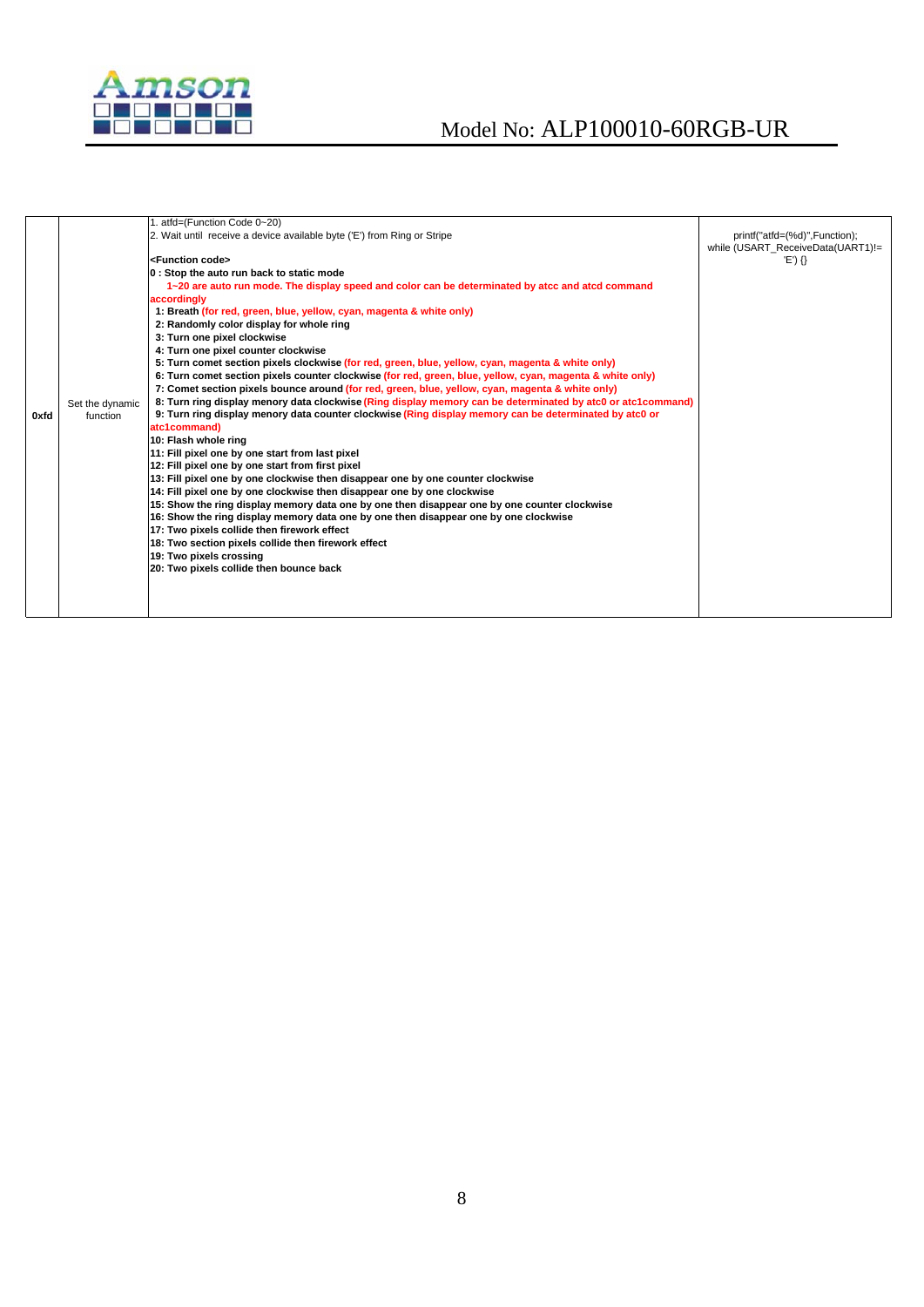| | | | |
|---|---|---|---|
| **0xfd** | Set the dynamic function | 1. atfd=(Function Code 0~20)<br>2. Wait until receive a device available byte ('E') from Ring or Stripe<br><br>**<Function code>**<br>**0 : Stop the auto run back to static mode**<br>**1~20 are auto run mode. The display speed and color can be determinated by atcc and atcd command accordingly**<br>**1: Breath (for red, green, blue, yellow, cyan, magenta & white only)**<br>**2: Randomly color display for whole ring**<br>**3: Turn one pixel clockwise**<br>**4: Turn one pixel counter clockwise**<br>**5: Turn comet section pixels clockwise (for red, green, blue, yellow, cyan, magenta & white only)**<br>**6: Turn comet section pixels counter clockwise (for red, green, blue, yellow, cyan, magenta & white only)**<br>**7: Comet section pixels bounce around (for red, green, blue, yellow, cyan, magenta & white only)**<br>**8: Turn ring display menory data clockwise (Ring display memory can be determinated by atc0 or atc1command)**<br>**9: Turn ring display menory data counter clockwise (Ring display memory can be determinated by atc0 or atc1command)**<br>**10: Flash whole ring**<br>**11: Fill pixel one by one start from last pixel**<br>**12: Fill pixel one by one start from first pixel**<br>**13: Fill pixel one by one clockwise then disappear one by one counter clockwise**<br>**14: Fill pixel one by one clockwise then disappear one by one clockwise**<br>**15: Show the ring display memory data one by one then disappear one by one counter clockwise**<br>**16: Show the ring display memory data one by one then disappear one by one clockwise**<br>**17: Two pixels collide then firework effect**<br>**18: Two section pixels collide then firework effect**<br>**19: Two pixels crossing**<br>**20: Two pixels collide then bounce back** | printf("atfd=(%d)",Function);<br>while (USART_ReceiveData(UART1)!= 'E') {} |